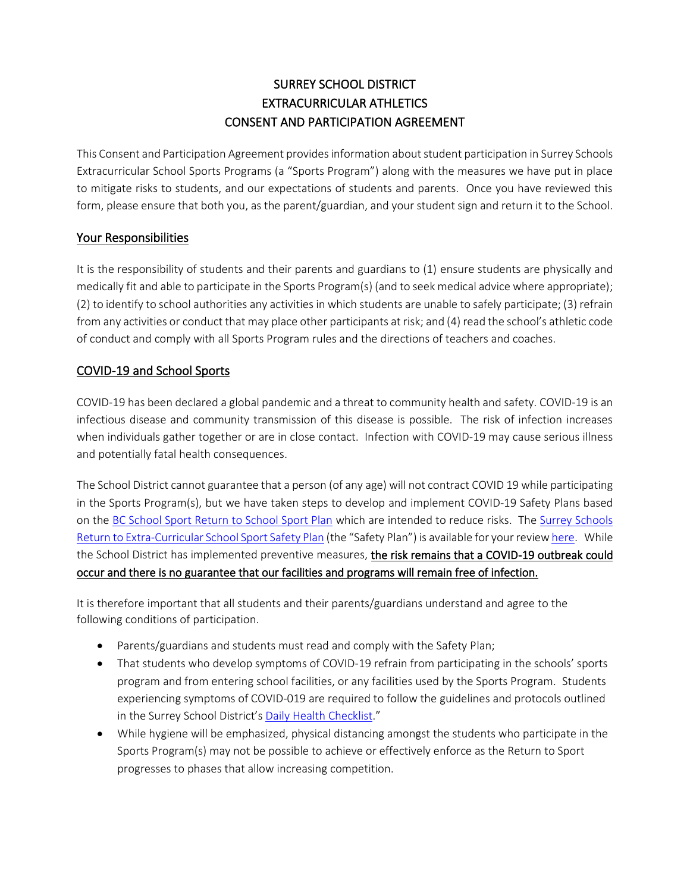# SURREY SCHOOL DISTRICT
# EXTRACURRICULAR ATHLETICS
# CONSENT AND PARTICIPATION AGREEMENT

This Consent and Participation Agreement provides information about student participation in Surrey Schools Extracurricular School Sports Programs (a "Sports Program") along with the measures we have put in place to mitigate risks to students, and our expectations of students and parents. Once you have reviewed this form, please ensure that both you, as the parent/guardian, and your student sign and return it to the School.

## Your Responsibilities

It is the responsibility of students and their parents and guardians to (1) ensure students are physically and medically fit and able to participate in the Sports Program(s) (and to seek medical advice where appropriate); (2) to identify to school authorities any activities in which students are unable to safely participate; (3) refrain from any activities or conduct that may place other participants at risk; and (4) read the school's athletic code of conduct and comply with all Sports Program rules and the directions of teachers and coaches.

## COVID-19 and School Sports

COVID-19 has been declared a global pandemic and a threat to community health and safety. COVID-19 is an infectious disease and community transmission of this disease is possible. The risk of infection increases when individuals gather together or are in close contact. Infection with COVID-19 may cause serious illness and potentially fatal health consequences.

The School District cannot guarantee that a person (of any age) will not contract COVID 19 while participating in the Sports Program(s), but we have taken steps to develop and implement COVID-19 Safety Plans based on the BC School Sport Return to School Sport Plan which are intended to reduce risks. The Surrey Schools Return to Extra-Curricular School Sport Safety Plan (the "Safety Plan") is available for your review here. While the School District has implemented preventive measures, **the risk remains that a COVID-19 outbreak could occur and there is no guarantee that our facilities and programs will remain free of infection.**

It is therefore important that all students and their parents/guardians understand and agree to the following conditions of participation.

- Parents/guardians and students must read and comply with the Safety Plan;
- That students who develop symptoms of COVID-19 refrain from participating in the schools' sports program and from entering school facilities, or any facilities used by the Sports Program. Students experiencing symptoms of COVID-019 are required to follow the guidelines and protocols outlined in the Surrey School District's Daily Health Checklist."
- While hygiene will be emphasized, physical distancing amongst the students who participate in the Sports Program(s) may not be possible to achieve or effectively enforce as the Return to Sport progresses to phases that allow increasing competition.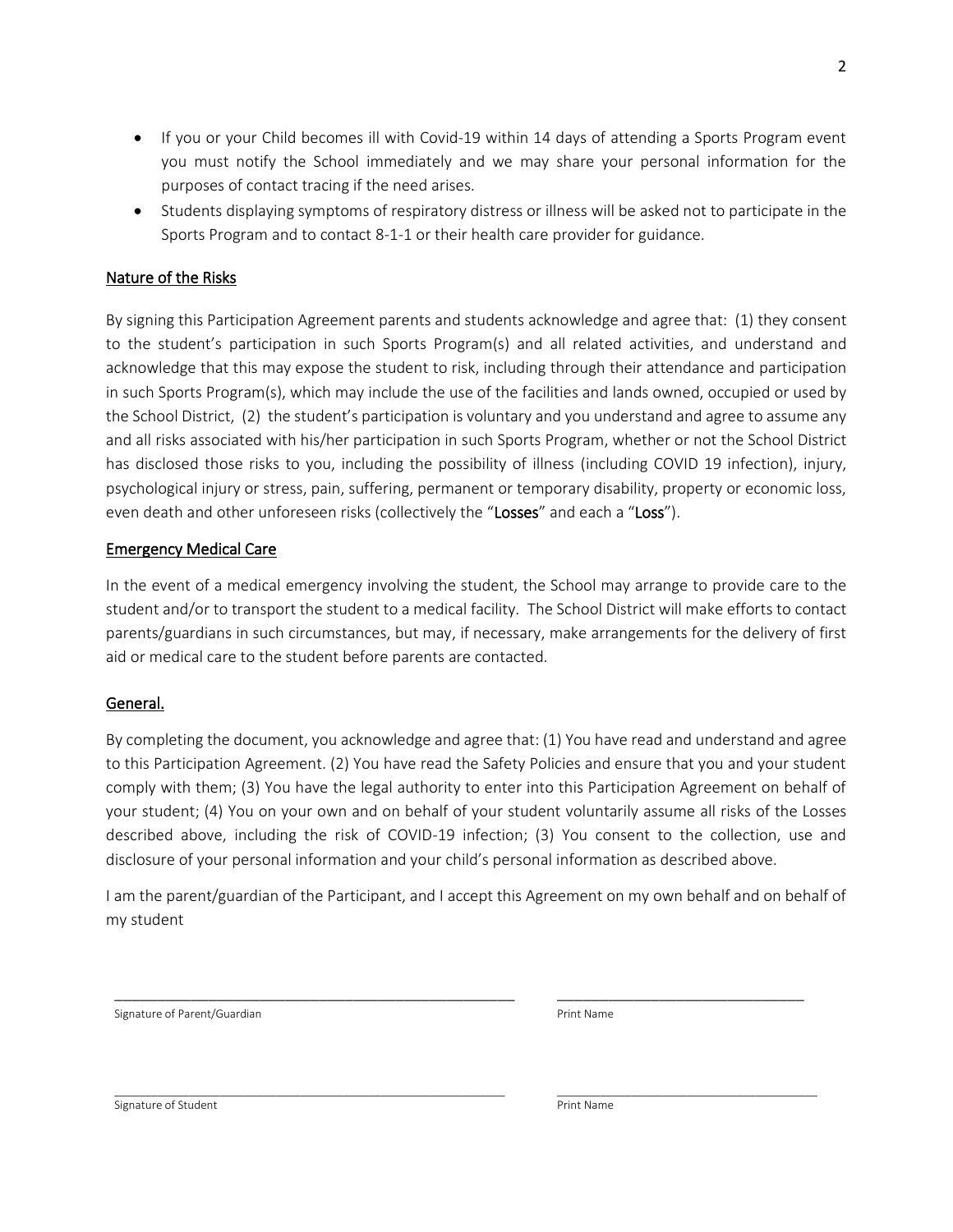- If you or your Child becomes ill with Covid-19 within 14 days of attending a Sports Program event you must notify the School immediately and we may share your personal information for the purposes of contact tracing if the need arises.
- Students displaying symptoms of respiratory distress or illness will be asked not to participate in the Sports Program and to contact 8-1-1 or their health care provider for guidance.

## Nature of the Risks

By signing this Participation Agreement parents and students acknowledge and agree that: (1) they consent to the student's participation in such Sports Program(s) and all related activities, and understand and acknowledge that this may expose the student to risk, including through their attendance and participation in such Sports Program(s), which may include the use of the facilities and lands owned, occupied or used by the School District, (2) the student's participation is voluntary and you understand and agree to assume any and all risks associated with his/her participation in such Sports Program, whether or not the School District has disclosed those risks to you, including the possibility of illness (including COVID 19 infection), injury, psychological injury or stress, pain, suffering, permanent or temporary disability, property or economic loss, even death and other unforeseen risks (collectively the "**Losses**" and each a "**Loss**").

## Emergency Medical Care

In the event of a medical emergency involving the student, the School may arrange to provide care to the student and/or to transport the student to a medical facility. The School District will make efforts to contact parents/guardians in such circumstances, but may, if necessary, make arrangements for the delivery of first aid or medical care to the student before parents are contacted.

## General.

By completing the document, you acknowledge and agree that: (1) You have read and understand and agree to this Participation Agreement. (2) You have read the Safety Policies and ensure that you and your student comply with them; (3) You have the legal authority to enter into this Participation Agreement on behalf of your student; (4) You on your own and on behalf of your student voluntarily assume all risks of the Losses described above, including the risk of COVID-19 infection; (3) You consent to the collection, use and disclosure of your personal information and your child's personal information as described above.

I am the parent/guardian of the Participant, and I accept this Agreement on my own behalf and on behalf of my student

\_\_\_\_\_\_\_\_\_\_\_\_\_\_\_\_\_\_\_\_\_\_\_\_\_\_\_\_\_\_\_\_\_\_\_\_\_\_\_\_ \_\_\_\_\_\_\_\_\_\_\_\_\_\_\_\_\_\_\_\_\_\_\_\_\_\_\_\_\_\_

Signature of Parent/Guardian Print Name

\_\_\_\_\_\_\_\_\_\_\_\_\_\_\_\_\_\_\_\_\_\_\_\_\_\_\_\_\_\_\_\_\_\_\_\_\_\_\_\_ \_\_\_\_\_\_\_\_\_\_\_\_\_\_\_\_\_\_\_\_\_\_\_\_\_\_\_\_\_\_

Signature of Student Print Name